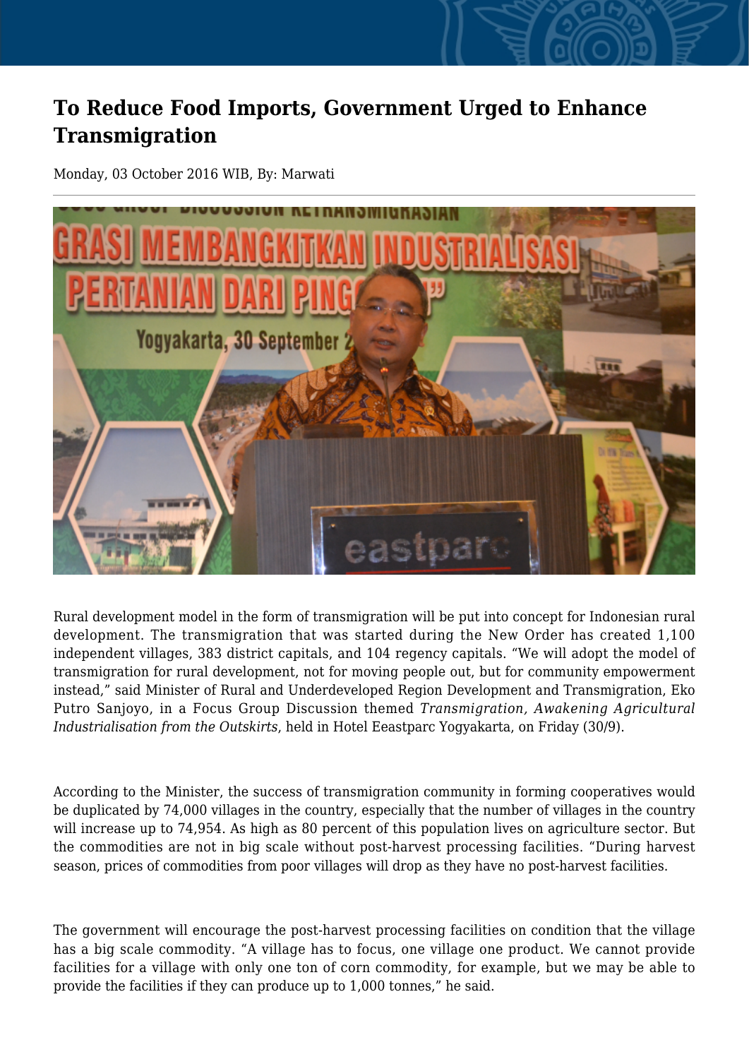# To Reduce Food Imports, Government Urged to Enhance Transmigration

Monday, 03 October 2016 WIB, By: Marwati

Rural development model in the form of transmigration will be put into concept for Indonesian rural development. The transmigration that was started during the New Order has created 1,100 independent villages, 383 district capitals, and 104 regency capitals. “We will adopt the model of transmigration for rural development, not for moving people out, but for community empowerment instead,” said Minister of Rural and Underdeveloped Region Development and Transmigration, Eko Putro Sanjoyo, in a Focus Group Discussion themed *Transmigration, Awakening Agricultural Industrialisation from the Outskirts*, held in Hotel Eeastparc Yogyakarta, on Friday (30/9).

According to the Minister, the success of transmigration community in forming cooperatives would be duplicated by 74,000 villages in the country, especially that the number of villages in the country will increase up to 74,954. As high as 80 percent of this population lives on agriculture sector. But the commodities are not in big scale without post-harvest processing facilities. “During harvest season, prices of commodities from poor villages will drop as they have no post-harvest facilities.

The government will encourage the post-harvest processing facilities on condition that the village has a big scale commodity. “A village has to focus, one village one product. We cannot provide facilities for a village with only one ton of corn commodity, for example, but we may be able to provide the facilities if they can produce up to 1,000 tonnes,” he said.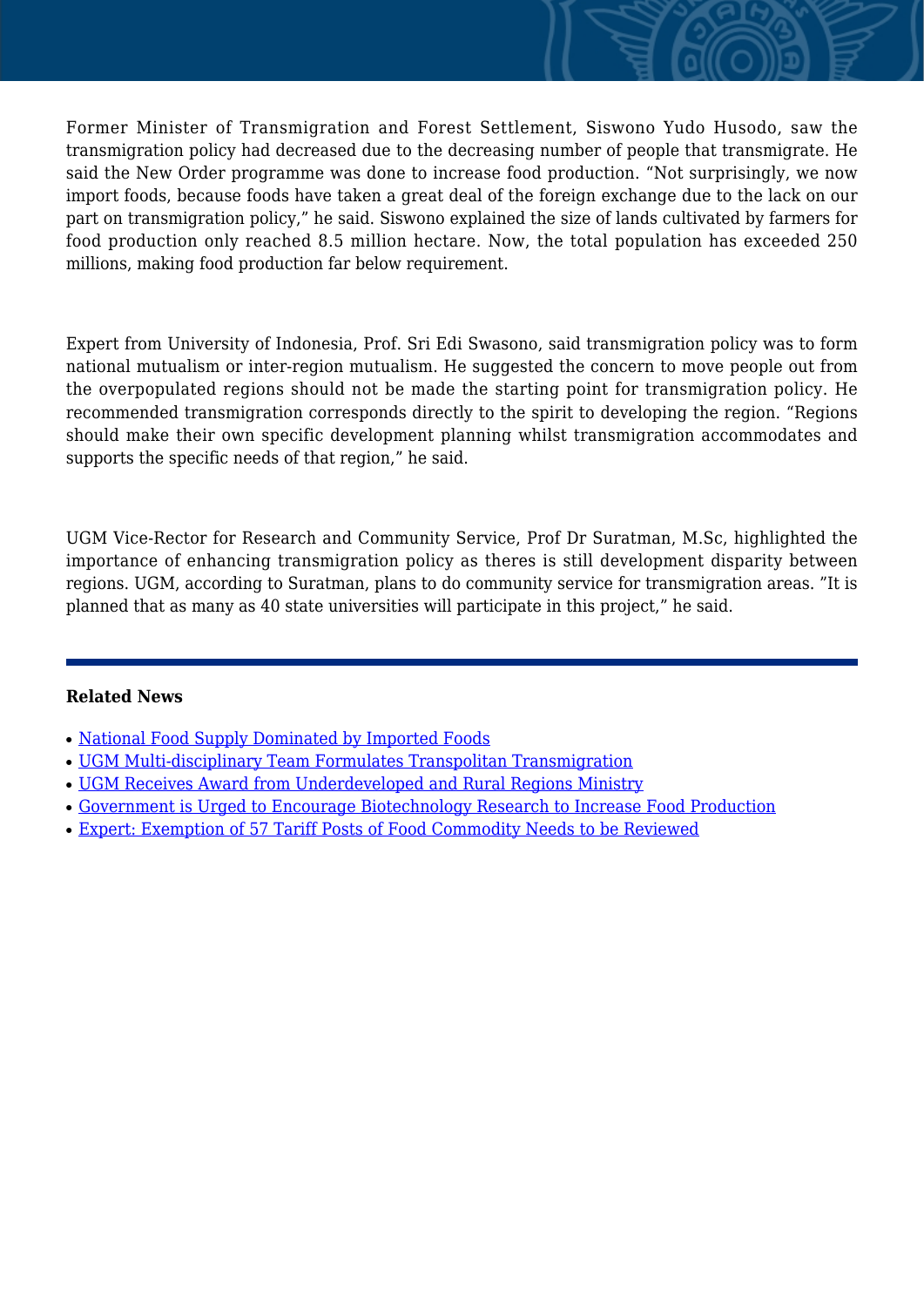Former Minister of Transmigration and Forest Settlement, Siswono Yudo Husodo, saw the transmigration policy had decreased due to the decreasing number of people that transmigrate. He said the New Order programme was done to increase food production. "Not surprisingly, we now import foods, because foods have taken a great deal of the foreign exchange due to the lack on our part on transmigration policy," he said. Siswono explained the size of lands cultivated by farmers for food production only reached 8.5 million hectare. Now, the total population has exceeded 250 millions, making food production far below requirement.

Expert from University of Indonesia, Prof. Sri Edi Swasono, said transmigration policy was to form national mutualism or inter-region mutualism. He suggested the concern to move people out from the overpopulated regions should not be made the starting point for transmigration policy. He recommended transmigration corresponds directly to the spirit to developing the region. "Regions should make their own specific development planning whilst transmigration accommodates and supports the specific needs of that region," he said.

UGM Vice-Rector for Research and Community Service, Prof Dr Suratman, M.Sc, highlighted the importance of enhancing transmigration policy as theres is still development disparity between regions. UGM, according to Suratman, plans to do community service for transmigration areas. "It is planned that as many as 40 state universities will participate in this project," he said.

---

**Related News**

- National Food Supply Dominated by Imported Foods
- UGM Multi-disciplinary Team Formulates Transpolitan Transmigration
- UGM Receives Award from Underdeveloped and Rural Regions Ministry
- Government is Urged to Encourage Biotechnology Research to Increase Food Production
- Expert: Exemption of 57 Tariff Posts of Food Commodity Needs to be Reviewed